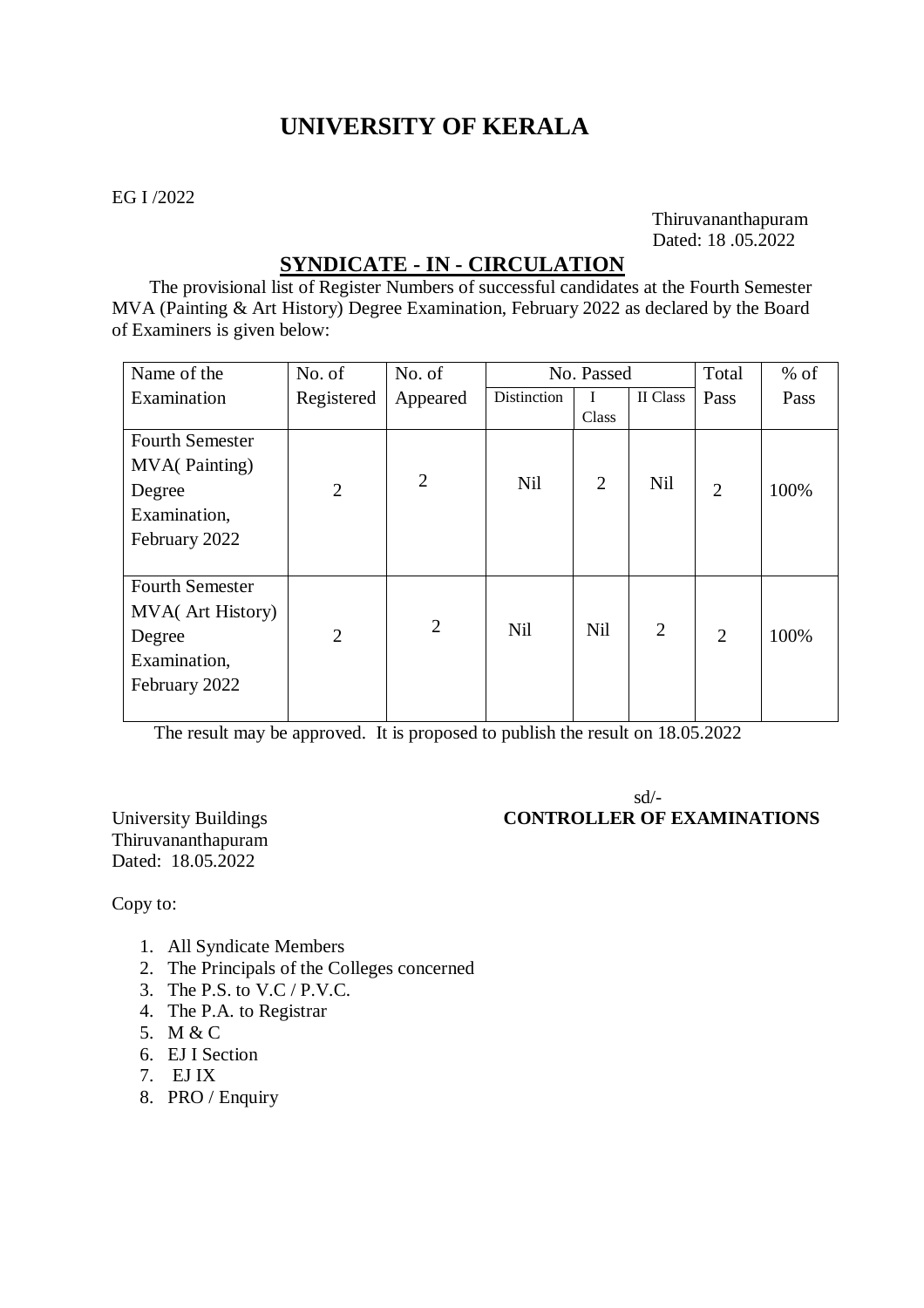# UNIVERSITY OF KERALA

EG I /2022

Thiruvananthapuram
Dated: 18 .05.2022

## SYNDICATE - IN - CIRCULATION

The provisional list of Register Numbers of successful candidates at the Fourth Semester MVA (Painting & Art History) Degree Examination, February 2022 as declared by the Board of Examiners is given below:

| Name of the Examination | No. of Registered | No. of Appeared | No. Passed | | | Total Pass | % of Pass |
|---|---|---|---|---|---|---|---|
| | | | Distinction | I Class | II Class | | |
| Fourth Semester MVA( Painting) Degree Examination, February 2022 | 2 | 2 | Nil | 2 | Nil | 2 | 100% |
| Fourth Semester MVA( Art History) Degree Examination, February 2022 | 2 | 2 | Nil | Nil | 2 | 2 | 100% |

The result may be approved. It is proposed to publish the result on 18.05.2022

sd/-
**CONTROLLER OF EXAMINATIONS**

University Buildings
Thiruvananthapuram
Dated: 18.05.2022

Copy to:

1. All Syndicate Members
2. The Principals of the Colleges concerned
3. The P.S. to V.C / P.V.C.
4. The P.A. to Registrar
5. M & C
6. EJ I Section
7. EJ IX
8. PRO / Enquiry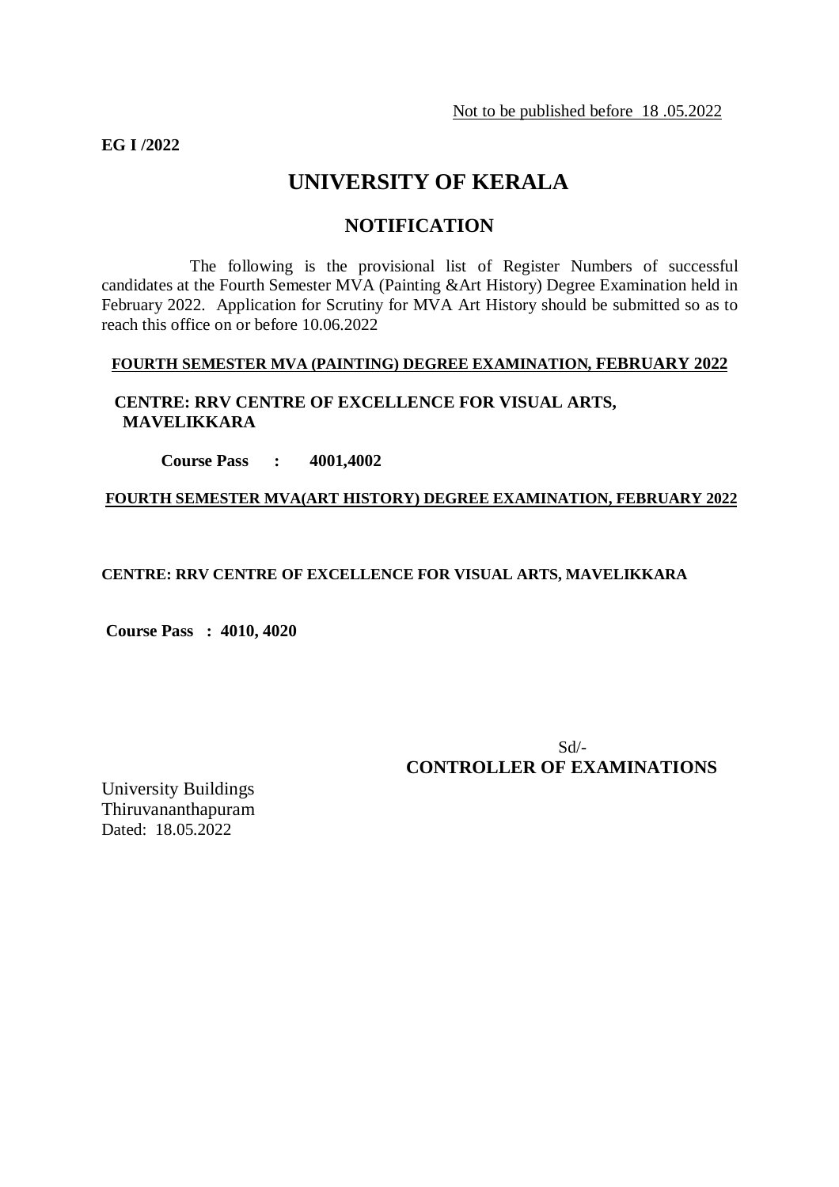Not to be published before 18 .05.2022

**EG I /2022**

# UNIVERSITY OF KERALA

## NOTIFICATION

The following is the provisional list of Register Numbers of successful candidates at the Fourth Semester MVA (Painting &Art History) Degree Examination held in February 2022. Application for Scrutiny for MVA Art History should be submitted so as to reach this office on or before 10.06.2022

**FOURTH SEMESTER MVA (PAINTING) DEGREE EXAMINATION, FEBRUARY 2022**

**CENTRE: RRV CENTRE OF EXCELLENCE FOR VISUAL ARTS, MAVELIKKARA**

**Course Pass : 4001,4002**

**FOURTH SEMESTER MVA(ART HISTORY) DEGREE EXAMINATION, FEBRUARY 2022**

**CENTRE: RRV CENTRE OF EXCELLENCE FOR VISUAL ARTS, MAVELIKKARA**

**Course Pass : 4010, 4020**

Sd/-
**CONTROLLER OF EXAMINATIONS**

University Buildings
Thiruvananthapuram
Dated: 18.05.2022